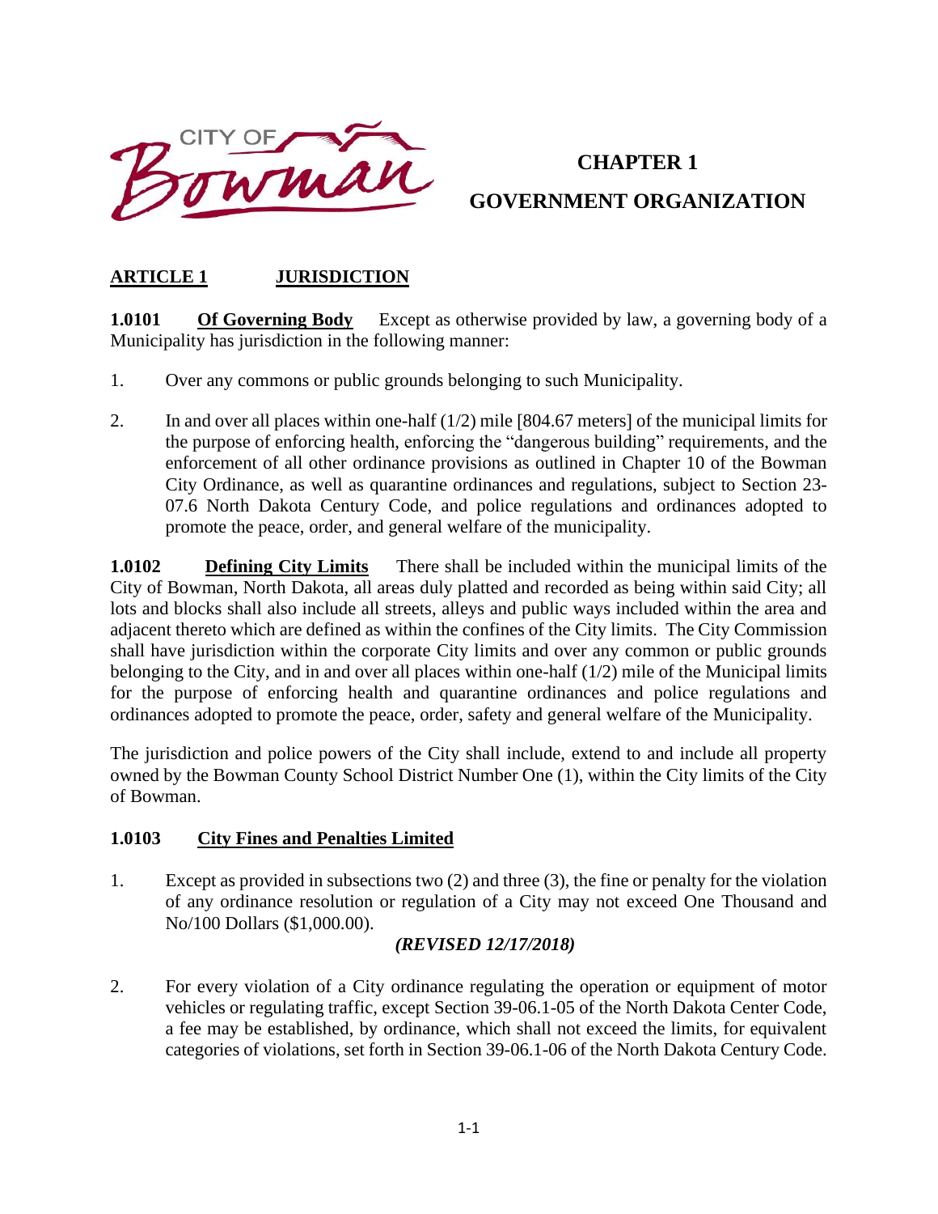CITY OF Bowman

# CHAPTER 1

# GOVERNMENT ORGANIZATION

## ARTICLE 1 JURISDICTION

**1.0101 Of Governing Body** Except as otherwise provided by law, a governing body of a Municipality has jurisdiction in the following manner:

1. Over any commons or public grounds belonging to such Municipality.

2. In and over all places within one-half (1/2) mile [804.67 meters] of the municipal limits for the purpose of enforcing health, enforcing the "dangerous building" requirements, and the enforcement of all other ordinance provisions as outlined in Chapter 10 of the Bowman City Ordinance, as well as quarantine ordinances and regulations, subject to Section 23-07.6 North Dakota Century Code, and police regulations and ordinances adopted to promote the peace, order, and general welfare of the municipality.

**1.0102 Defining City Limits** There shall be included within the municipal limits of the City of Bowman, North Dakota, all areas duly platted and recorded as being within said City; all lots and blocks shall also include all streets, alleys and public ways included within the area and adjacent thereto which are defined as within the confines of the City limits. The City Commission shall have jurisdiction within the corporate City limits and over any common or public grounds belonging to the City, and in and over all places within one-half (1/2) mile of the Municipal limits for the purpose of enforcing health and quarantine ordinances and police regulations and ordinances adopted to promote the peace, order, safety and general welfare of the Municipality.

The jurisdiction and police powers of the City shall include, extend to and include all property owned by the Bowman County School District Number One (1), within the City limits of the City of Bowman.

**1.0103 City Fines and Penalties Limited**

1. Except as provided in subsections two (2) and three (3), the fine or penalty for the violation of any ordinance resolution or regulation of a City may not exceed One Thousand and No/100 Dollars ($1,000.00).

   ***(REVISED 12/17/2018)***

2. For every violation of a City ordinance regulating the operation or equipment of motor vehicles or regulating traffic, except Section 39-06.1-05 of the North Dakota Center Code, a fee may be established, by ordinance, which shall not exceed the limits, for equivalent categories of violations, set forth in Section 39-06.1-06 of the North Dakota Century Code.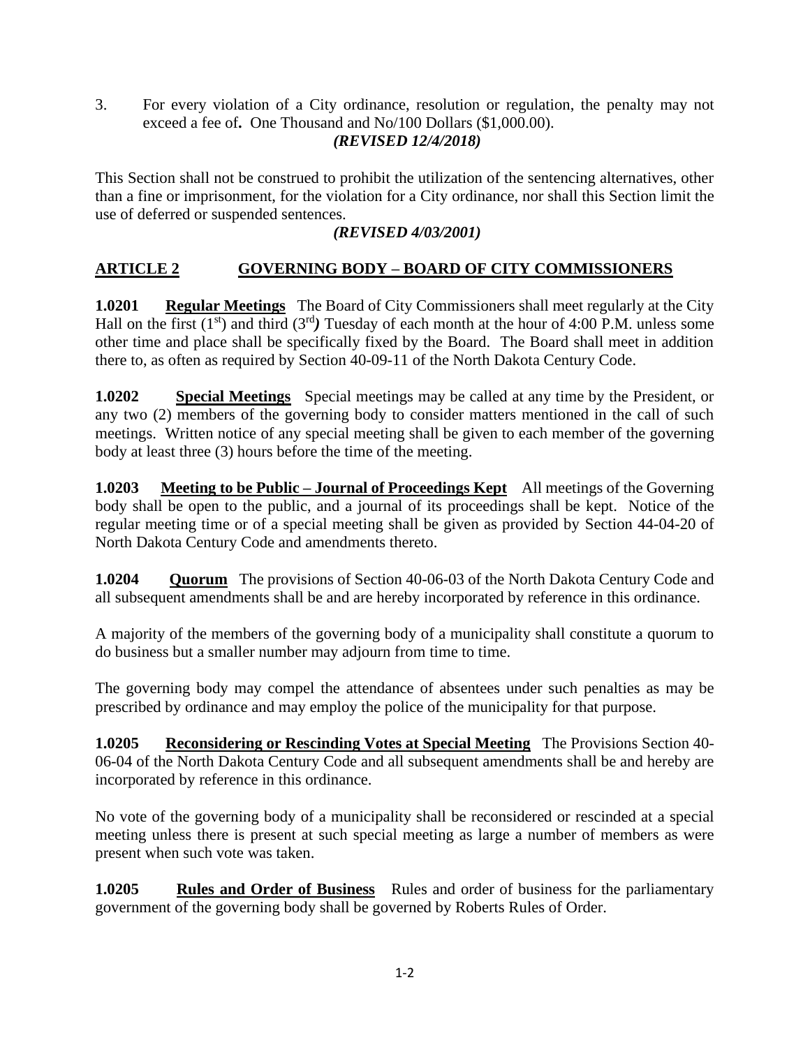3. For every violation of a City ordinance, resolution or regulation, the penalty may not exceed a fee of**.** One Thousand and No/100 Dollars ($1,000.00).
***(REVISED 12/4/2018)***

This Section shall not be construed to prohibit the utilization of the sentencing alternatives, other than a fine or imprisonment, for the violation for a City ordinance, nor shall this Section limit the use of deferred or suspended sentences.

***(REVISED 4/03/2001)***

## ARTICLE 2 GOVERNING BODY – BOARD OF CITY COMMISSIONERS

**1.0201 Regular Meetings** The Board of City Commissioners shall meet regularly at the City Hall on the first (1st) and third (3rd) Tuesday of each month at the hour of 4:00 P.M. unless some other time and place shall be specifically fixed by the Board. The Board shall meet in addition there to, as often as required by Section 40-09-11 of the North Dakota Century Code.

**1.0202 Special Meetings** Special meetings may be called at any time by the President, or any two (2) members of the governing body to consider matters mentioned in the call of such meetings. Written notice of any special meeting shall be given to each member of the governing body at least three (3) hours before the time of the meeting.

**1.0203 Meeting to be Public – Journal of Proceedings Kept** All meetings of the Governing body shall be open to the public, and a journal of its proceedings shall be kept. Notice of the regular meeting time or of a special meeting shall be given as provided by Section 44-04-20 of North Dakota Century Code and amendments thereto.

**1.0204 Quorum** The provisions of Section 40-06-03 of the North Dakota Century Code and all subsequent amendments shall be and are hereby incorporated by reference in this ordinance.

A majority of the members of the governing body of a municipality shall constitute a quorum to do business but a smaller number may adjourn from time to time.

The governing body may compel the attendance of absentees under such penalties as may be prescribed by ordinance and may employ the police of the municipality for that purpose.

**1.0205 Reconsidering or Rescinding Votes at Special Meeting** The Provisions Section 40-06-04 of the North Dakota Century Code and all subsequent amendments shall be and hereby are incorporated by reference in this ordinance.

No vote of the governing body of a municipality shall be reconsidered or rescinded at a special meeting unless there is present at such special meeting as large a number of members as were present when such vote was taken.

**1.0205 Rules and Order of Business** Rules and order of business for the parliamentary government of the governing body shall be governed by Roberts Rules of Order.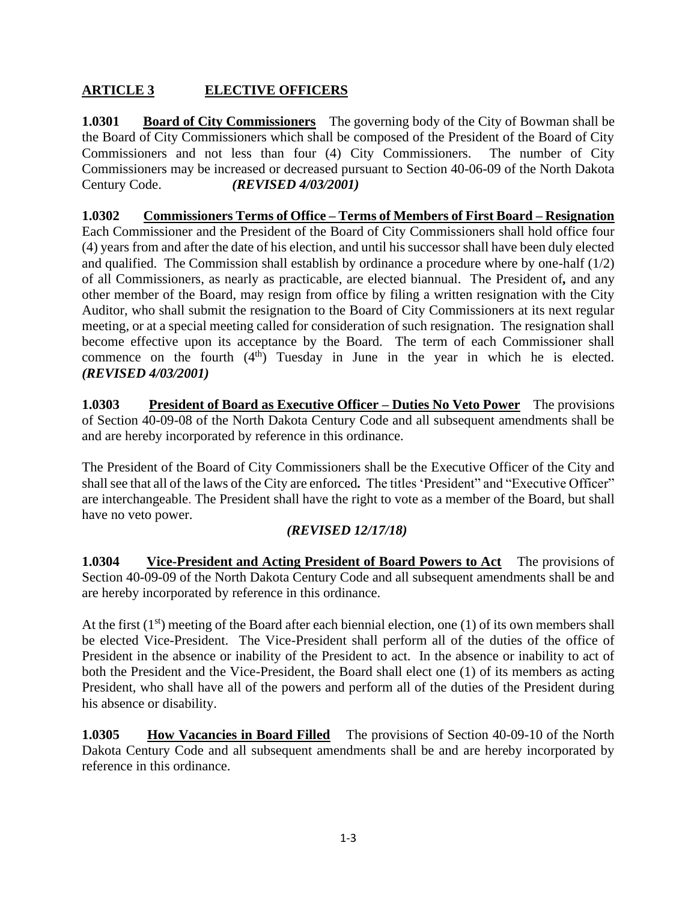## ARTICLE 3 ELECTIVE OFFICERS

**1.0301 Board of City Commissioners** The governing body of the City of Bowman shall be the Board of City Commissioners which shall be composed of the President of the Board of City Commissioners and not less than four (4) City Commissioners. The number of City Commissioners may be increased or decreased pursuant to Section 40-06-09 of the North Dakota Century Code. ***(REVISED 4/03/2001)***

**1.0302 Commissioners Terms of Office – Terms of Members of First Board – Resignation** Each Commissioner and the President of the Board of City Commissioners shall hold office four (4) years from and after the date of his election, and until his successor shall have been duly elected and qualified. The Commission shall establish by ordinance a procedure where by one-half (1/2) of all Commissioners, as nearly as practicable, are elected biannual. The President of**,** and any other member of the Board, may resign from office by filing a written resignation with the City Auditor, who shall submit the resignation to the Board of City Commissioners at its next regular meeting, or at a special meeting called for consideration of such resignation. The resignation shall become effective upon its acceptance by the Board. The term of each Commissioner shall commence on the fourth (4th) Tuesday in June in the year in which he is elected. ***(REVISED 4/03/2001)***

**1.0303 President of Board as Executive Officer – Duties No Veto Power** The provisions of Section 40-09-08 of the North Dakota Century Code and all subsequent amendments shall be and are hereby incorporated by reference in this ordinance.

The President of the Board of City Commissioners shall be the Executive Officer of the City and shall see that all of the laws of the City are enforced**.** The titles 'President" and "Executive Officer" are interchangeable. The President shall have the right to vote as a member of the Board, but shall have no veto power.

***(REVISED 12/17/18)***

**1.0304 Vice-President and Acting President of Board Powers to Act** The provisions of Section 40-09-09 of the North Dakota Century Code and all subsequent amendments shall be and are hereby incorporated by reference in this ordinance.

At the first (1st) meeting of the Board after each biennial election, one (1) of its own members shall be elected Vice-President. The Vice-President shall perform all of the duties of the office of President in the absence or inability of the President to act. In the absence or inability to act of both the President and the Vice-President, the Board shall elect one (1) of its members as acting President, who shall have all of the powers and perform all of the duties of the President during his absence or disability.

**1.0305 How Vacancies in Board Filled** The provisions of Section 40-09-10 of the North Dakota Century Code and all subsequent amendments shall be and are hereby incorporated by reference in this ordinance.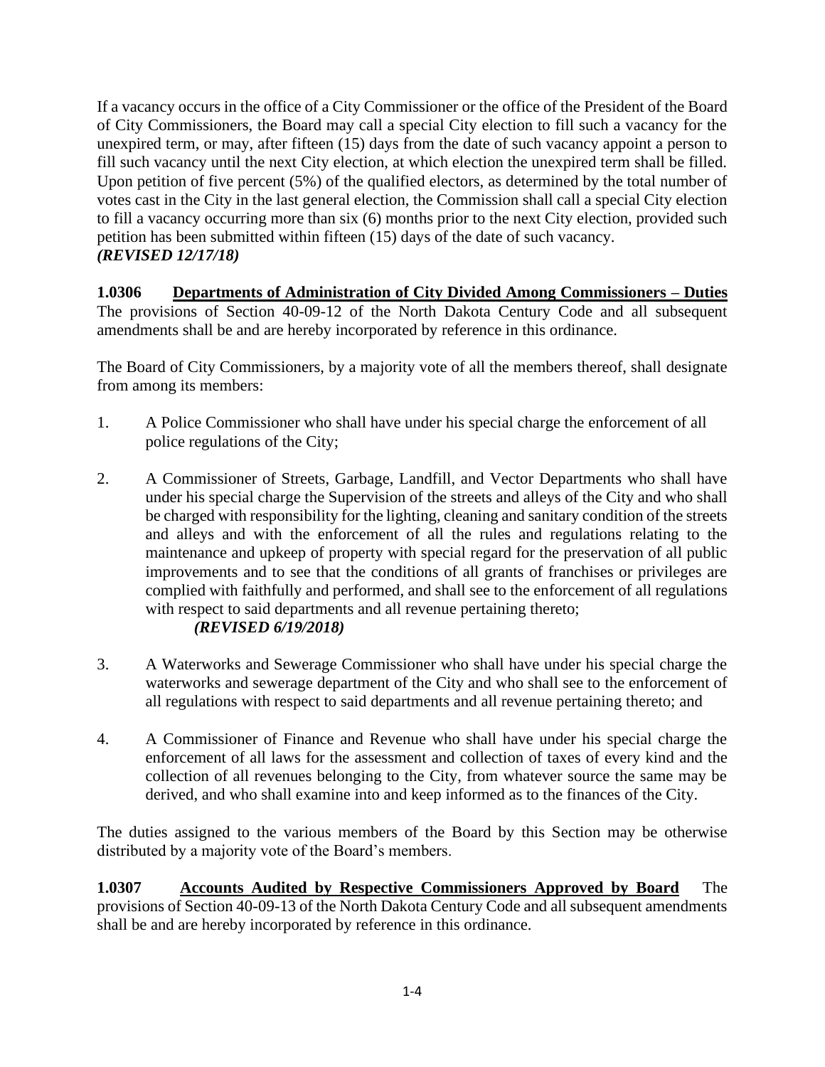If a vacancy occurs in the office of a City Commissioner or the office of the President of the Board of City Commissioners, the Board may call a special City election to fill such a vacancy for the unexpired term, or may, after fifteen (15) days from the date of such vacancy appoint a person to fill such vacancy until the next City election, at which election the unexpired term shall be filled. Upon petition of five percent (5%) of the qualified electors, as determined by the total number of votes cast in the City in the last general election, the Commission shall call a special City election to fill a vacancy occurring more than six (6) months prior to the next City election, provided such petition has been submitted within fifteen (15) days of the date of such vacancy.
***(REVISED 12/17/18)***

**1.0306 <u>Departments of Administration of City Divided Among Commissioners – Duties</u>** The provisions of Section 40-09-12 of the North Dakota Century Code and all subsequent amendments shall be and are hereby incorporated by reference in this ordinance.

The Board of City Commissioners, by a majority vote of all the members thereof, shall designate from among its members:

1. A Police Commissioner who shall have under his special charge the enforcement of all police regulations of the City;

2. A Commissioner of Streets, Garbage, Landfill, and Vector Departments who shall have under his special charge the Supervision of the streets and alleys of the City and who shall be charged with responsibility for the lighting, cleaning and sanitary condition of the streets and alleys and with the enforcement of all the rules and regulations relating to the maintenance and upkeep of property with special regard for the preservation of all public improvements and to see that the conditions of all grants of franchises or privileges are complied with faithfully and performed, and shall see to the enforcement of all regulations with respect to said departments and all revenue pertaining thereto;
   ***(REVISED 6/19/2018)***

3. A Waterworks and Sewerage Commissioner who shall have under his special charge the waterworks and sewerage department of the City and who shall see to the enforcement of all regulations with respect to said departments and all revenue pertaining thereto; and

4. A Commissioner of Finance and Revenue who shall have under his special charge the enforcement of all laws for the assessment and collection of taxes of every kind and the collection of all revenues belonging to the City, from whatever source the same may be derived, and who shall examine into and keep informed as to the finances of the City.

The duties assigned to the various members of the Board by this Section may be otherwise distributed by a majority vote of the Board's members.

**1.0307 <u>Accounts Audited by Respective Commissioners Approved by Board</u>** The provisions of Section 40-09-13 of the North Dakota Century Code and all subsequent amendments shall be and are hereby incorporated by reference in this ordinance.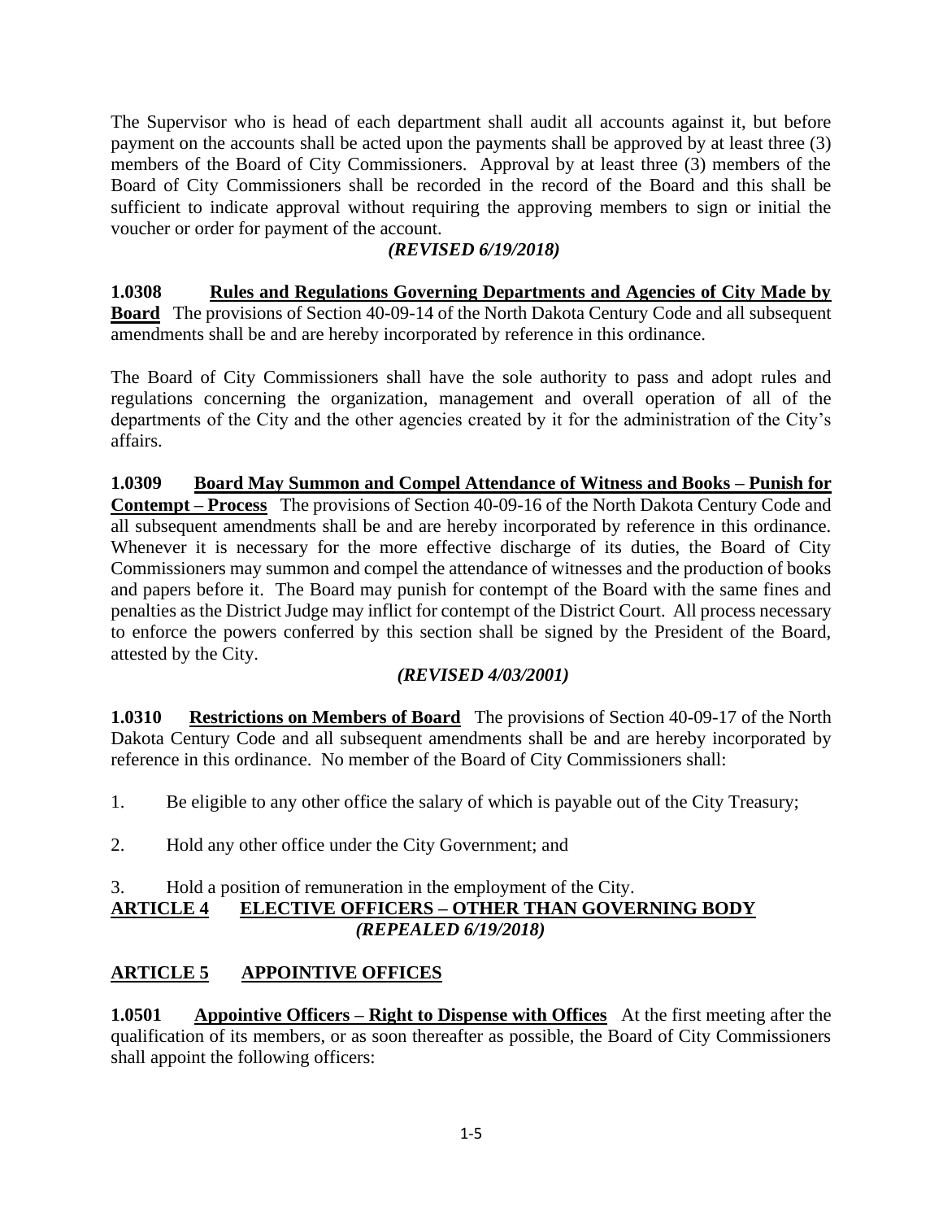The Supervisor who is head of each department shall audit all accounts against it, but before payment on the accounts shall be acted upon the payments shall be approved by at least three (3) members of the Board of City Commissioners. Approval by at least three (3) members of the Board of City Commissioners shall be recorded in the record of the Board and this shall be sufficient to indicate approval without requiring the approving members to sign or initial the voucher or order for payment of the account.

***(REVISED 6/19/2018)***

**1.0308 Rules and Regulations Governing Departments and Agencies of City Made by Board** The provisions of Section 40-09-14 of the North Dakota Century Code and all subsequent amendments shall be and are hereby incorporated by reference in this ordinance.

The Board of City Commissioners shall have the sole authority to pass and adopt rules and regulations concerning the organization, management and overall operation of all of the departments of the City and the other agencies created by it for the administration of the City's affairs.

**1.0309 Board May Summon and Compel Attendance of Witness and Books – Punish for Contempt – Process** The provisions of Section 40-09-16 of the North Dakota Century Code and all subsequent amendments shall be and are hereby incorporated by reference in this ordinance. Whenever it is necessary for the more effective discharge of its duties, the Board of City Commissioners may summon and compel the attendance of witnesses and the production of books and papers before it. The Board may punish for contempt of the Board with the same fines and penalties as the District Judge may inflict for contempt of the District Court. All process necessary to enforce the powers conferred by this section shall be signed by the President of the Board, attested by the City.

***(REVISED 4/03/2001)***

**1.0310 Restrictions on Members of Board** The provisions of Section 40-09-17 of the North Dakota Century Code and all subsequent amendments shall be and are hereby incorporated by reference in this ordinance. No member of the Board of City Commissioners shall:

1. Be eligible to any other office the salary of which is payable out of the City Treasury;

2. Hold any other office under the City Government; and

3. Hold a position of remuneration in the employment of the City.

## ARTICLE 4 ELECTIVE OFFICERS – OTHER THAN GOVERNING BODY

***(REPEALED 6/19/2018)***

## ARTICLE 5 APPOINTIVE OFFICES

**1.0501 Appointive Officers – Right to Dispense with Offices** At the first meeting after the qualification of its members, or as soon thereafter as possible, the Board of City Commissioners shall appoint the following officers: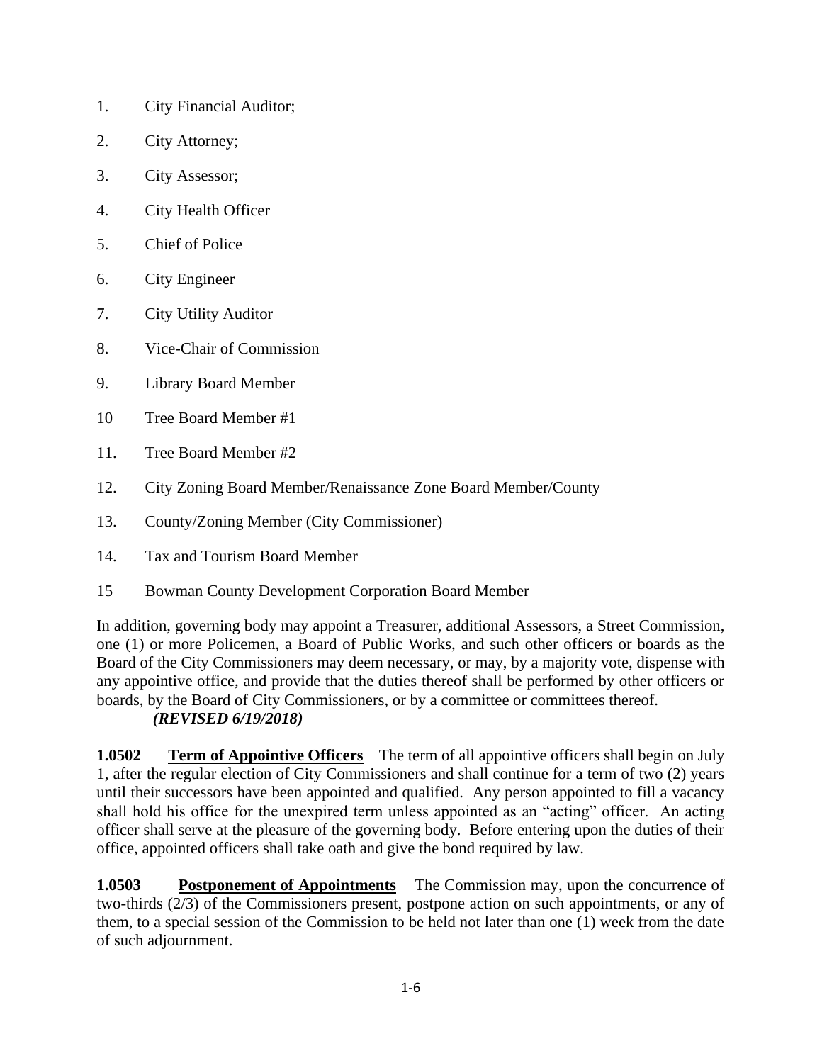1. City Financial Auditor;
2. City Attorney;
3. City Assessor;
4. City Health Officer
5. Chief of Police
6. City Engineer
7. City Utility Auditor
8. Vice-Chair of Commission
9. Library Board Member
10 Tree Board Member #1
11. Tree Board Member #2
12. City Zoning Board Member/Renaissance Zone Board Member/County
13. County/Zoning Member (City Commissioner)
14. Tax and Tourism Board Member
15 Bowman County Development Corporation Board Member

In addition, governing body may appoint a Treasurer, additional Assessors, a Street Commission, one (1) or more Policemen, a Board of Public Works, and such other officers or boards as the Board of the City Commissioners may deem necessary, or may, by a majority vote, dispense with any appointive office, and provide that the duties thereof shall be performed by other officers or boards, by the Board of City Commissioners, or by a committee or committees thereof.
***(REVISED 6/19/2018)***

**1.0502** **<u>Term of Appointive Officers</u>** The term of all appointive officers shall begin on July 1, after the regular election of City Commissioners and shall continue for a term of two (2) years until their successors have been appointed and qualified. Any person appointed to fill a vacancy shall hold his office for the unexpired term unless appointed as an "acting" officer. An acting officer shall serve at the pleasure of the governing body. Before entering upon the duties of their office, appointed officers shall take oath and give the bond required by law.

**1.0503** **<u>Postponement of Appointments</u>** The Commission may, upon the concurrence of two-thirds (2/3) of the Commissioners present, postpone action on such appointments, or any of them, to a special session of the Commission to be held not later than one (1) week from the date of such adjournment.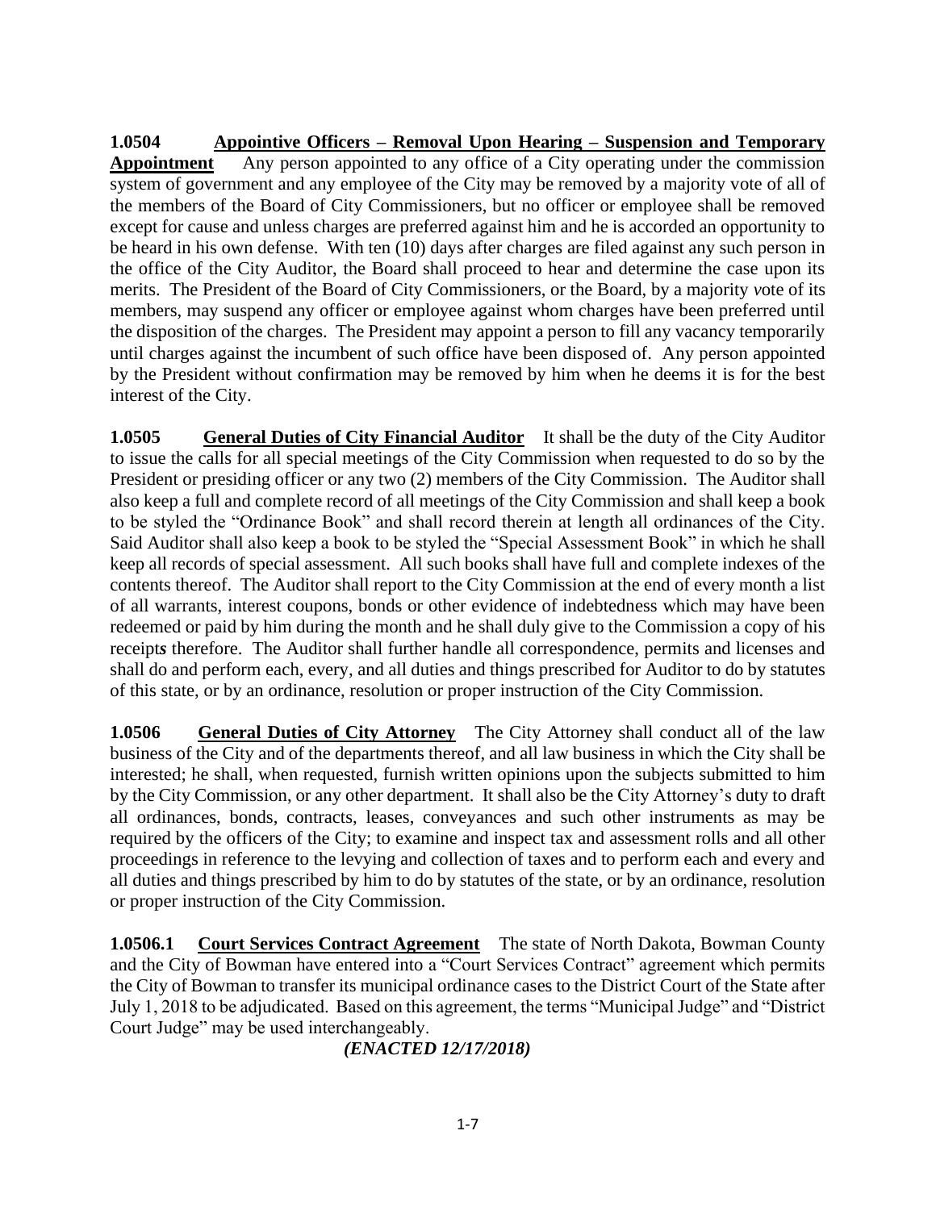**1.0504 <u>Appointive Officers – Removal Upon Hearing – Suspension and Temporary Appointment</u>** Any person appointed to any office of a City operating under the commission system of government and any employee of the City may be removed by a majority vote of all of the members of the Board of City Commissioners, but no officer or employee shall be removed except for cause and unless charges are preferred against him and he is accorded an opportunity to be heard in his own defense. With ten (10) days after charges are filed against any such person in the office of the City Auditor, the Board shall proceed to hear and determine the case upon its merits. The President of the Board of City Commissioners, or the Board, by a majority *v*ote of its members, may suspend any officer or employee against whom charges have been preferred until the disposition of the charges. The President may appoint a person to fill any vacancy temporarily until charges against the incumbent of such office have been disposed of. Any person appointed by the President without confirmation may be removed by him when he deems it is for the best interest of the City.

**1.0505 <u>General Duties of City Financial Auditor</u>** It shall be the duty of the City Auditor to issue the calls for all special meetings of the City Commission when requested to do so by the President or presiding officer or any two (2) members of the City Commission. The Auditor shall also keep a full and complete record of all meetings of the City Commission and shall keep a book to be styled the "Ordinance Book" and shall record therein at length all ordinances of the City. Said Auditor shall also keep a book to be styled the "Special Assessment Book" in which he shall keep all records of special assessment. All such books shall have full and complete indexes of the contents thereof. The Auditor shall report to the City Commission at the end of every month a list of all warrants, interest coupons, bonds or other evidence of indebtedness which may have been redeemed or paid by him during the month and he shall duly give to the Commission a copy of his receipt***s*** therefore. The Auditor shall further handle all correspondence, permits and licenses and shall do and perform each, every, and all duties and things prescribed for Auditor to do by statutes of this state, or by an ordinance, resolution or proper instruction of the City Commission.

**1.0506 <u>General Duties of City Attorney</u>** The City Attorney shall conduct all of the law business of the City and of the departments thereof, and all law business in which the City shall be interested; he shall, when requested, furnish written opinions upon the subjects submitted to him by the City Commission, or any other department. It shall also be the City Attorney's duty to draft all ordinances, bonds, contracts, leases, conveyances and such other instruments as may be required by the officers of the City; to examine and inspect tax and assessment rolls and all other proceedings in reference to the levying and collection of taxes and to perform each and every and all duties and things prescribed by him to do by statutes of the state, or by an ordinance, resolution or proper instruction of the City Commission.

**1.0506.1 <u>Court Services Contract Agreement</u>** The state of North Dakota, Bowman County and the City of Bowman have entered into a "Court Services Contract" agreement which permits the City of Bowman to transfer its municipal ordinance cases to the District Court of the State after July 1, 2018 to be adjudicated. Based on this agreement, the terms "Municipal Judge" and "District Court Judge" may be used interchangeably.

***(ENACTED 12/17/2018)***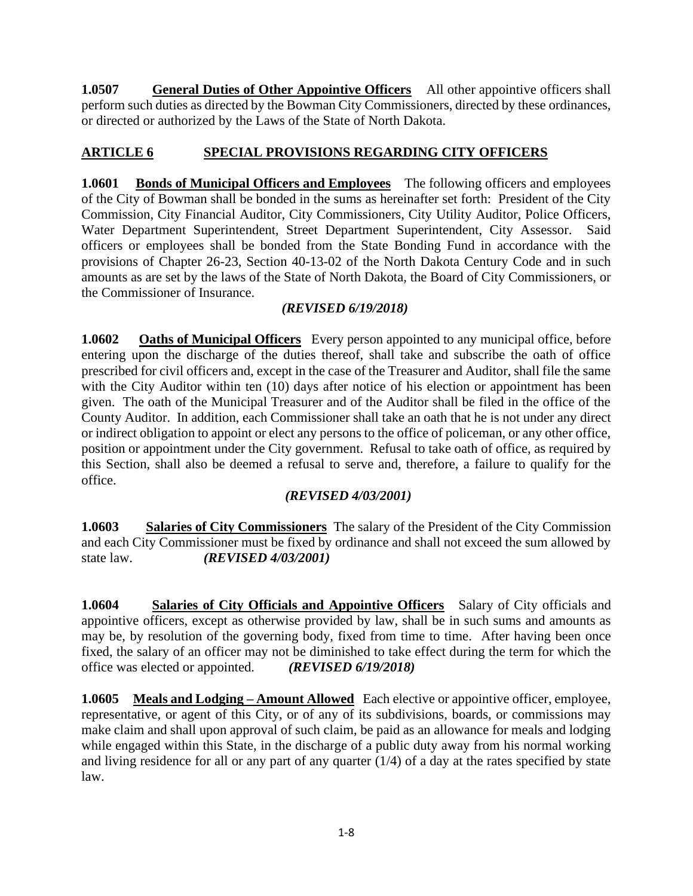**1.0507 General Duties of Other Appointive Officers** All other appointive officers shall perform such duties as directed by the Bowman City Commissioners, directed by these ordinances, or directed or authorized by the Laws of the State of North Dakota.

## ARTICLE 6 SPECIAL PROVISIONS REGARDING CITY OFFICERS

**1.0601 Bonds of Municipal Officers and Employees** The following officers and employees of the City of Bowman shall be bonded in the sums as hereinafter set forth: President of the City Commission, City Financial Auditor, City Commissioners, City Utility Auditor, Police Officers, Water Department Superintendent, Street Department Superintendent, City Assessor. Said officers or employees shall be bonded from the State Bonding Fund in accordance with the provisions of Chapter 26-23, Section 40-13-02 of the North Dakota Century Code and in such amounts as are set by the laws of the State of North Dakota, the Board of City Commissioners, or the Commissioner of Insurance.

***(REVISED 6/19/2018)***

**1.0602 Oaths of Municipal Officers** Every person appointed to any municipal office, before entering upon the discharge of the duties thereof, shall take and subscribe the oath of office prescribed for civil officers and, except in the case of the Treasurer and Auditor, shall file the same with the City Auditor within ten (10) days after notice of his election or appointment has been given. The oath of the Municipal Treasurer and of the Auditor shall be filed in the office of the County Auditor. In addition, each Commissioner shall take an oath that he is not under any direct or indirect obligation to appoint or elect any persons to the office of policeman, or any other office, position or appointment under the City government. Refusal to take oath of office, as required by this Section, shall also be deemed a refusal to serve and, therefore, a failure to qualify for the office.

***(REVISED 4/03/2001)***

**1.0603 Salaries of City Commissioners** The salary of the President of the City Commission and each City Commissioner must be fixed by ordinance and shall not exceed the sum allowed by state law. ***(REVISED 4/03/2001)***

**1.0604 Salaries of City Officials and Appointive Officers** Salary of City officials and appointive officers, except as otherwise provided by law, shall be in such sums and amounts as may be, by resolution of the governing body, fixed from time to time. After having been once fixed, the salary of an officer may not be diminished to take effect during the term for which the office was elected or appointed. ***(REVISED 6/19/2018)***

**1.0605 Meals and Lodging – Amount Allowed** Each elective or appointive officer, employee, representative, or agent of this City, or of any of its subdivisions, boards, or commissions may make claim and shall upon approval of such claim, be paid as an allowance for meals and lodging while engaged within this State, in the discharge of a public duty away from his normal working and living residence for all or any part of any quarter (1/4) of a day at the rates specified by state law.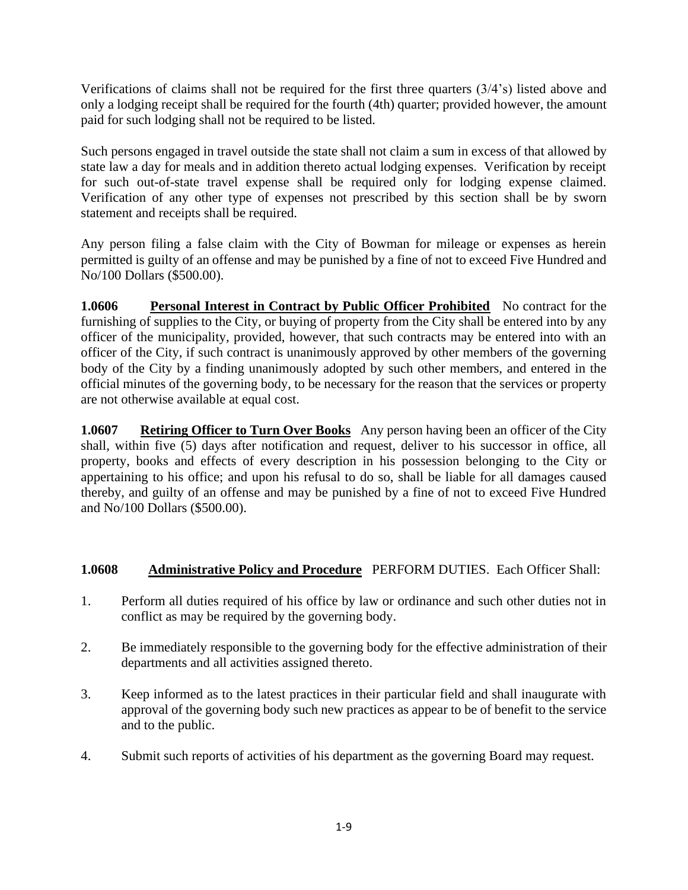Verifications of claims shall not be required for the first three quarters (3/4's) listed above and only a lodging receipt shall be required for the fourth (4th) quarter; provided however, the amount paid for such lodging shall not be required to be listed.

Such persons engaged in travel outside the state shall not claim a sum in excess of that allowed by state law a day for meals and in addition thereto actual lodging expenses. Verification by receipt for such out-of-state travel expense shall be required only for lodging expense claimed. Verification of any other type of expenses not prescribed by this section shall be by sworn statement and receipts shall be required.

Any person filing a false claim with the City of Bowman for mileage or expenses as herein permitted is guilty of an offense and may be punished by a fine of not to exceed Five Hundred and No/100 Dollars ($500.00).

**1.0606** **Personal Interest in Contract by Public Officer Prohibited** No contract for the furnishing of supplies to the City, or buying of property from the City shall be entered into by any officer of the municipality, provided, however, that such contracts may be entered into with an officer of the City, if such contract is unanimously approved by other members of the governing body of the City by a finding unanimously adopted by such other members, and entered in the official minutes of the governing body, to be necessary for the reason that the services or property are not otherwise available at equal cost.

**1.0607** **Retiring Officer to Turn Over Books** Any person having been an officer of the City shall, within five (5) days after notification and request, deliver to his successor in office, all property, books and effects of every description in his possession belonging to the City or appertaining to his office; and upon his refusal to do so, shall be liable for all damages caused thereby, and guilty of an offense and may be punished by a fine of not to exceed Five Hundred and No/100 Dollars ($500.00).

**1.0608** **Administrative Policy and Procedure** PERFORM DUTIES. Each Officer Shall:

1. Perform all duties required of his office by law or ordinance and such other duties not in conflict as may be required by the governing body.
2. Be immediately responsible to the governing body for the effective administration of their departments and all activities assigned thereto.
3. Keep informed as to the latest practices in their particular field and shall inaugurate with approval of the governing body such new practices as appear to be of benefit to the service and to the public.
4. Submit such reports of activities of his department as the governing Board may request.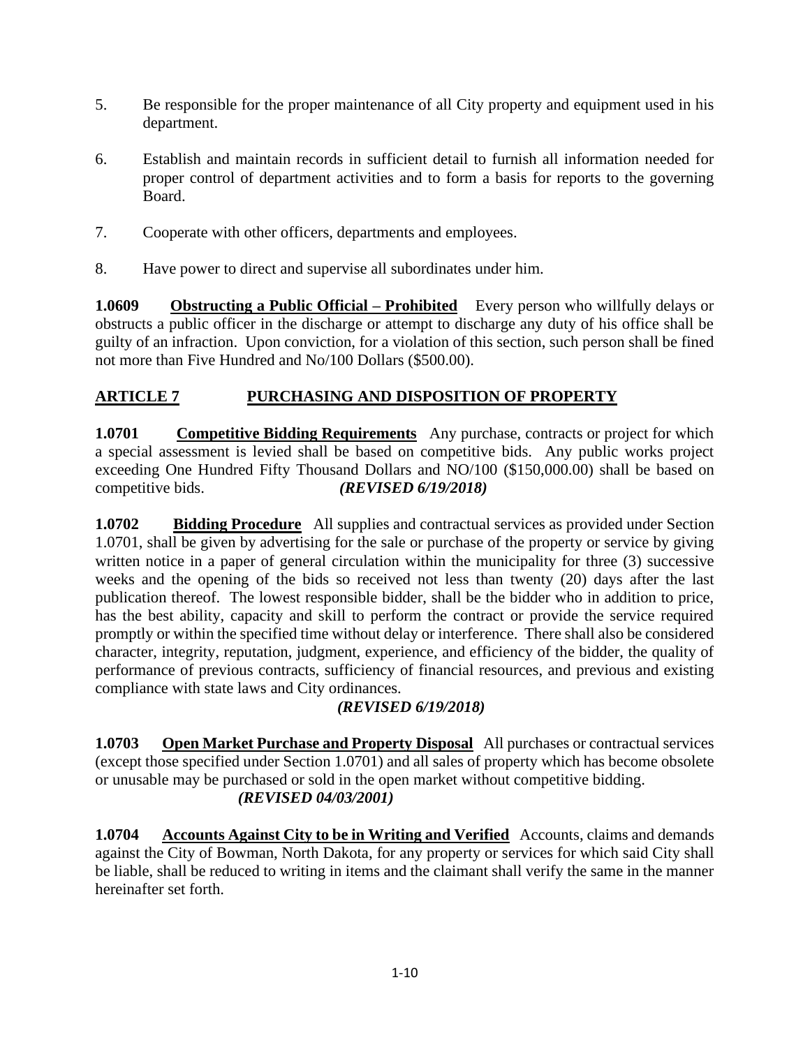5. Be responsible for the proper maintenance of all City property and equipment used in his department.

6. Establish and maintain records in sufficient detail to furnish all information needed for proper control of department activities and to form a basis for reports to the governing Board.

7. Cooperate with other officers, departments and employees.

8. Have power to direct and supervise all subordinates under him.

**1.0609** **Obstructing a Public Official – Prohibited** Every person who willfully delays or obstructs a public officer in the discharge or attempt to discharge any duty of his office shall be guilty of an infraction. Upon conviction, for a violation of this section, such person shall be fined not more than Five Hundred and No/100 Dollars ($500.00).

## ARTICLE 7 PURCHASING AND DISPOSITION OF PROPERTY

**1.0701** **Competitive Bidding Requirements** Any purchase, contracts or project for which a special assessment is levied shall be based on competitive bids. Any public works project exceeding One Hundred Fifty Thousand Dollars and NO/100 ($150,000.00) shall be based on competitive bids. ***(REVISED 6/19/2018)***

**1.0702** **Bidding Procedure** All supplies and contractual services as provided under Section 1.0701, shall be given by advertising for the sale or purchase of the property or service by giving written notice in a paper of general circulation within the municipality for three (3) successive weeks and the opening of the bids so received not less than twenty (20) days after the last publication thereof. The lowest responsible bidder, shall be the bidder who in addition to price, has the best ability, capacity and skill to perform the contract or provide the service required promptly or within the specified time without delay or interference. There shall also be considered character, integrity, reputation, judgment, experience, and efficiency of the bidder, the quality of performance of previous contracts, sufficiency of financial resources, and previous and existing compliance with state laws and City ordinances.

***(REVISED 6/19/2018)***

**1.0703** **Open Market Purchase and Property Disposal** All purchases or contractual services (except those specified under Section 1.0701) and all sales of property which has become obsolete or unusable may be purchased or sold in the open market without competitive bidding.
***(REVISED 04/03/2001)***

**1.0704** **Accounts Against City to be in Writing and Verified** Accounts, claims and demands against the City of Bowman, North Dakota, for any property or services for which said City shall be liable, shall be reduced to writing in items and the claimant shall verify the same in the manner hereinafter set forth.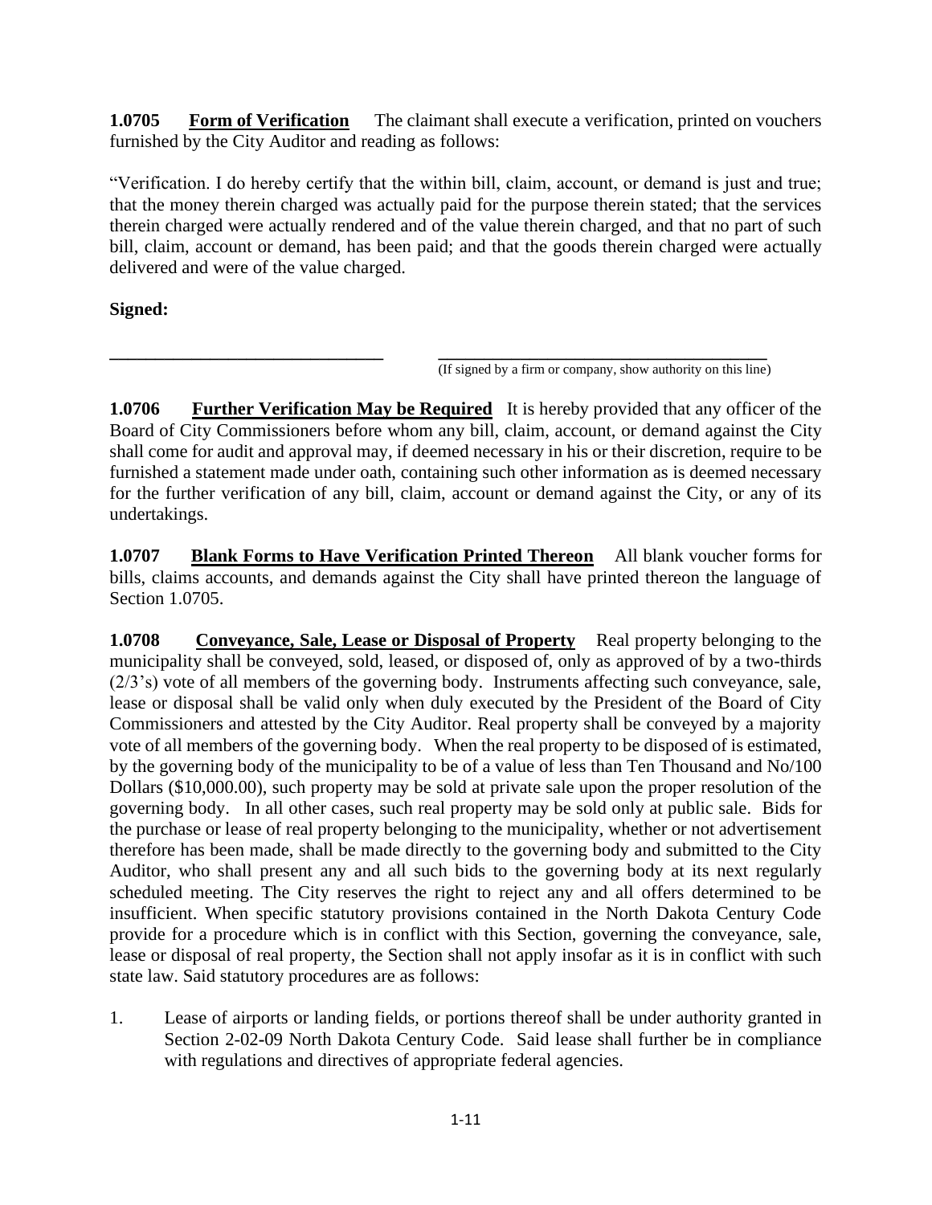**1.0705 Form of Verification** The claimant shall execute a verification, printed on vouchers furnished by the City Auditor and reading as follows:

"Verification. I do hereby certify that the within bill, claim, account, or demand is just and true; that the money therein charged was actually paid for the purpose therein stated; that the services therein charged were actually rendered and of the value therein charged, and that no part of such bill, claim, account or demand, has been paid; and that the goods therein charged were actually delivered and were of the value charged.

**Signed:**

\_\_\_\_\_\_\_\_\_\_\_\_\_\_\_\_\_\_\_\_\_\_\_\_\_\_\_\_\_\_ \_\_\_\_\_\_\_\_\_\_\_\_\_\_\_\_\_\_\_\_\_\_\_\_\_\_\_\_\_\_\_\_\_\_\_\_
(If signed by a firm or company, show authority on this line)

**1.0706 Further Verification May be Required** It is hereby provided that any officer of the Board of City Commissioners before whom any bill, claim, account, or demand against the City shall come for audit and approval may, if deemed necessary in his or their discretion, require to be furnished a statement made under oath, containing such other information as is deemed necessary for the further verification of any bill, claim, account or demand against the City, or any of its undertakings.

**1.0707 Blank Forms to Have Verification Printed Thereon** All blank voucher forms for bills, claims accounts, and demands against the City shall have printed thereon the language of Section 1.0705.

**1.0708 Conveyance, Sale, Lease or Disposal of Property** Real property belonging to the municipality shall be conveyed, sold, leased, or disposed of, only as approved of by a two-thirds (2/3's) vote of all members of the governing body. Instruments affecting such conveyance, sale, lease or disposal shall be valid only when duly executed by the President of the Board of City Commissioners and attested by the City Auditor. Real property shall be conveyed by a majority vote of all members of the governing body. When the real property to be disposed of is estimated, by the governing body of the municipality to be of a value of less than Ten Thousand and No/100 Dollars ($10,000.00), such property may be sold at private sale upon the proper resolution of the governing body. In all other cases, such real property may be sold only at public sale. Bids for the purchase or lease of real property belonging to the municipality, whether or not advertisement therefore has been made, shall be made directly to the governing body and submitted to the City Auditor, who shall present any and all such bids to the governing body at its next regularly scheduled meeting. The City reserves the right to reject any and all offers determined to be insufficient. When specific statutory provisions contained in the North Dakota Century Code provide for a procedure which is in conflict with this Section, governing the conveyance, sale, lease or disposal of real property, the Section shall not apply insofar as it is in conflict with such state law. Said statutory procedures are as follows:

1. Lease of airports or landing fields, or portions thereof shall be under authority granted in Section 2-02-09 North Dakota Century Code. Said lease shall further be in compliance with regulations and directives of appropriate federal agencies.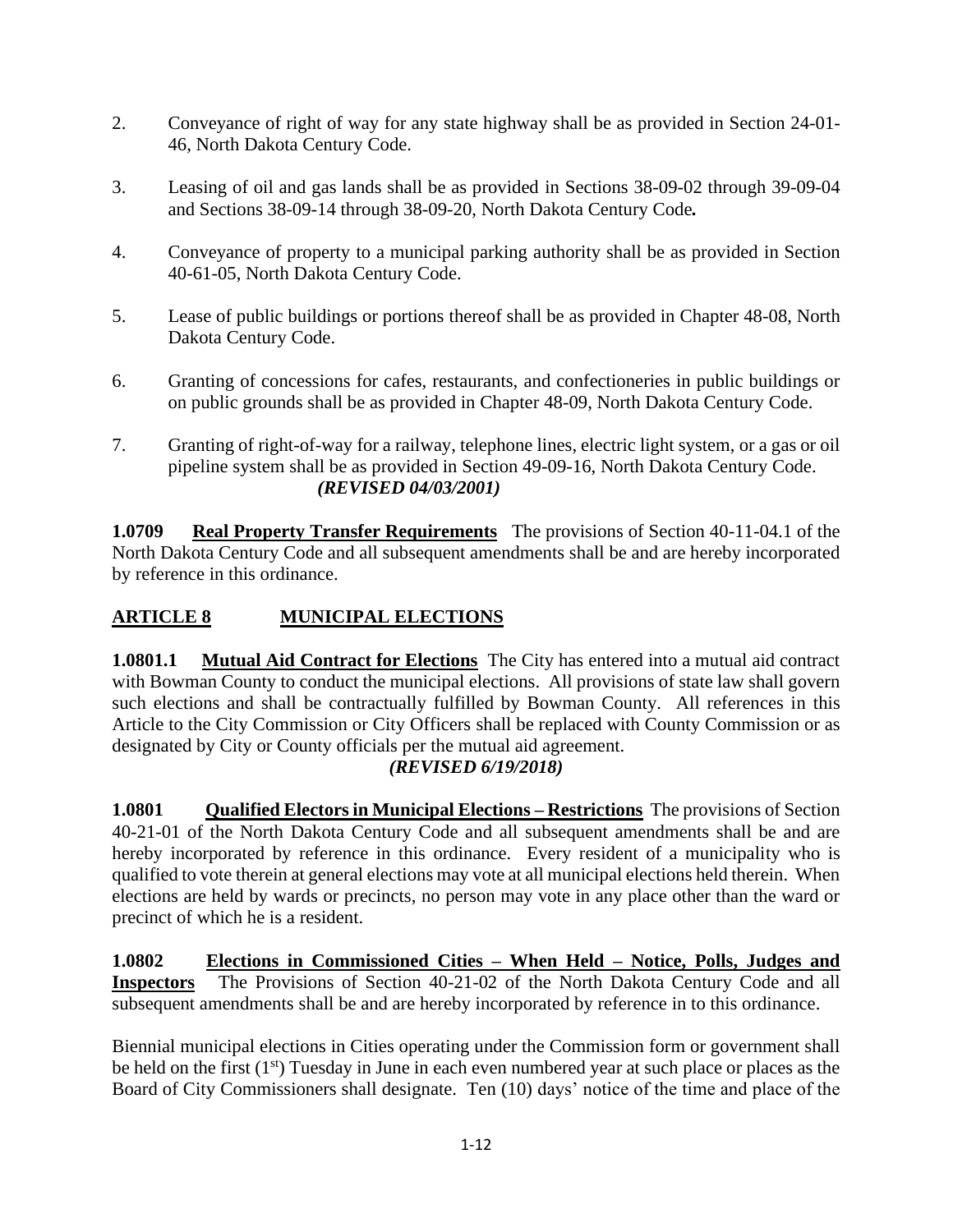2. Conveyance of right of way for any state highway shall be as provided in Section 24-01-46, North Dakota Century Code.

3. Leasing of oil and gas lands shall be as provided in Sections 38-09-02 through 39-09-04 and Sections 38-09-14 through 38-09-20, North Dakota Century Code**.**

4. Conveyance of property to a municipal parking authority shall be as provided in Section 40-61-05, North Dakota Century Code.

5. Lease of public buildings or portions thereof shall be as provided in Chapter 48-08, North Dakota Century Code.

6. Granting of concessions for cafes, restaurants, and confectioneries in public buildings or on public grounds shall be as provided in Chapter 48-09, North Dakota Century Code.

7. Granting of right-of-way for a railway, telephone lines, electric light system, or a gas or oil pipeline system shall be as provided in Section 49-09-16, North Dakota Century Code. ***(REVISED 04/03/2001)***

**1.0709 Real Property Transfer Requirements** The provisions of Section 40-11-04.1 of the North Dakota Century Code and all subsequent amendments shall be and are hereby incorporated by reference in this ordinance.

## ARTICLE 8 MUNICIPAL ELECTIONS

**1.0801.1 Mutual Aid Contract for Elections** The City has entered into a mutual aid contract with Bowman County to conduct the municipal elections. All provisions of state law shall govern such elections and shall be contractually fulfilled by Bowman County. All references in this Article to the City Commission or City Officers shall be replaced with County Commission or as designated by City or County officials per the mutual aid agreement.

***(REVISED 6/19/2018)***

**1.0801 Qualified Electors in Municipal Elections – Restrictions** The provisions of Section 40-21-01 of the North Dakota Century Code and all subsequent amendments shall be and are hereby incorporated by reference in this ordinance. Every resident of a municipality who is qualified to vote therein at general elections may vote at all municipal elections held therein. When elections are held by wards or precincts, no person may vote in any place other than the ward or precinct of which he is a resident.

**1.0802 Elections in Commissioned Cities – When Held – Notice, Polls, Judges and Inspectors** The Provisions of Section 40-21-02 of the North Dakota Century Code and all subsequent amendments shall be and are hereby incorporated by reference in to this ordinance.

Biennial municipal elections in Cities operating under the Commission form or government shall be held on the first (1st) Tuesday in June in each even numbered year at such place or places as the Board of City Commissioners shall designate. Ten (10) days' notice of the time and place of the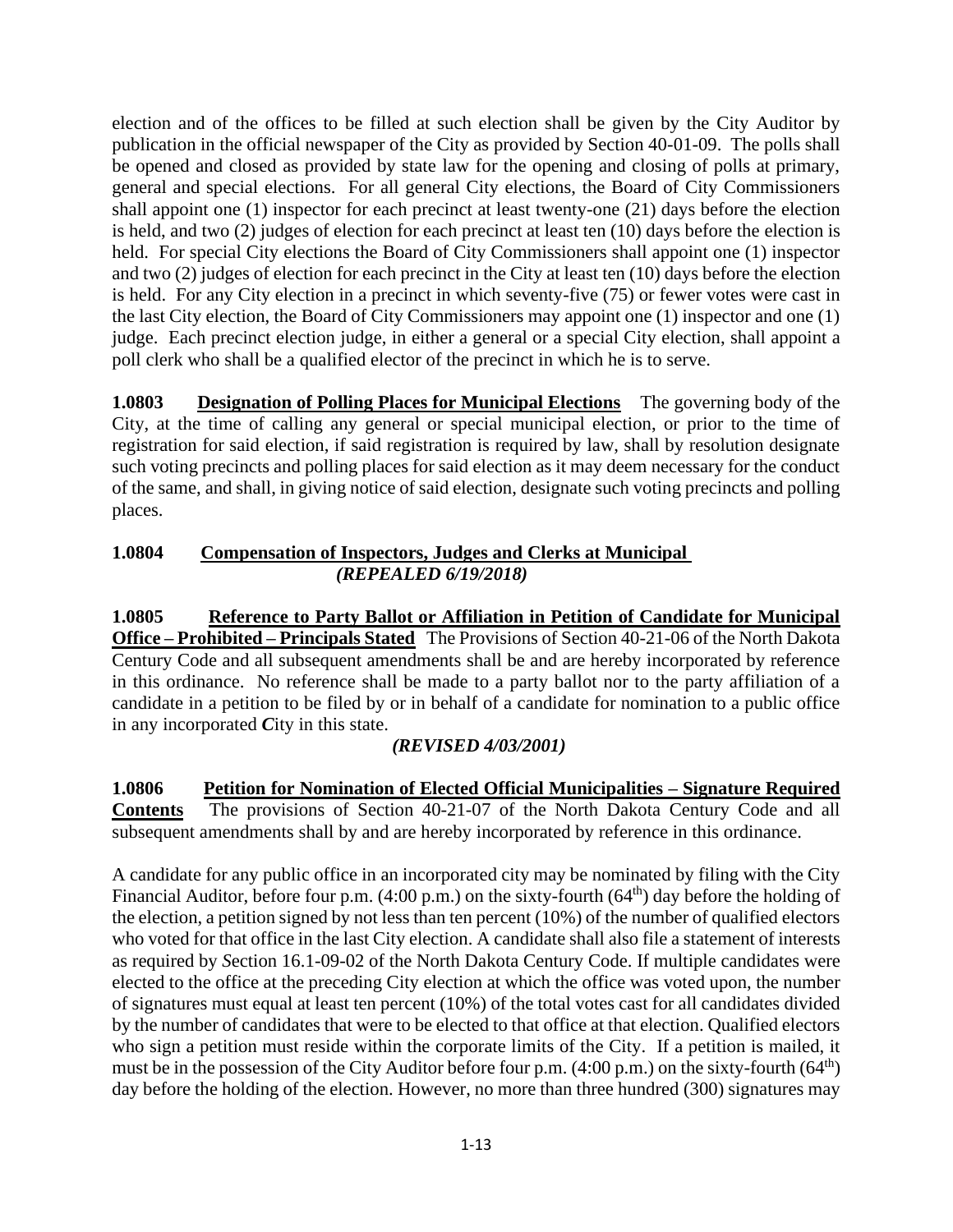election and of the offices to be filled at such election shall be given by the City Auditor by publication in the official newspaper of the City as provided by Section 40-01-09. The polls shall be opened and closed as provided by state law for the opening and closing of polls at primary, general and special elections. For all general City elections, the Board of City Commissioners shall appoint one (1) inspector for each precinct at least twenty-one (21) days before the election is held, and two (2) judges of election for each precinct at least ten (10) days before the election is held. For special City elections the Board of City Commissioners shall appoint one (1) inspector and two (2) judges of election for each precinct in the City at least ten (10) days before the election is held. For any City election in a precinct in which seventy-five (75) or fewer votes were cast in the last City election, the Board of City Commissioners may appoint one (1) inspector and one (1) judge. Each precinct election judge, in either a general or a special City election, shall appoint a poll clerk who shall be a qualified elector of the precinct in which he is to serve.

**1.0803 Designation of Polling Places for Municipal Elections** The governing body of the City, at the time of calling any general or special municipal election, or prior to the time of registration for said election, if said registration is required by law, shall by resolution designate such voting precincts and polling places for said election as it may deem necessary for the conduct of the same, and shall, in giving notice of said election, designate such voting precincts and polling places.

**1.0804 Compensation of Inspectors, Judges and Clerks at Municipal**
***(REPEALED 6/19/2018)***

**1.0805 Reference to Party Ballot or Affiliation in Petition of Candidate for Municipal Office – Prohibited – Principals Stated** The Provisions of Section 40-21-06 of the North Dakota Century Code and all subsequent amendments shall be and are hereby incorporated by reference in this ordinance. No reference shall be made to a party ballot nor to the party affiliation of a candidate in a petition to be filed by or in behalf of a candidate for nomination to a public office in any incorporated ***C***ity in this state.

***(REVISED 4/03/2001)***

**1.0806 Petition for Nomination of Elected Official Municipalities – Signature Required Contents** The provisions of Section 40-21-07 of the North Dakota Century Code and all subsequent amendments shall by and are hereby incorporated by reference in this ordinance.

A candidate for any public office in an incorporated city may be nominated by filing with the City Financial Auditor, before four p.m. (4:00 p.m.) on the sixty-fourth (64th) day before the holding of the election, a petition signed by not less than ten percent (10%) of the number of qualified electors who voted for that office in the last City election. A candidate shall also file a statement of interests as required by *S*ection 16.1-09-02 of the North Dakota Century Code. If multiple candidates were elected to the office at the preceding City election at which the office was voted upon, the number of signatures must equal at least ten percent (10%) of the total votes cast for all candidates divided by the number of candidates that were to be elected to that office at that election. Qualified electors who sign a petition must reside within the corporate limits of the City. If a petition is mailed, it must be in the possession of the City Auditor before four p.m. (4:00 p.m.) on the sixty-fourth (64th) day before the holding of the election. However, no more than three hundred (300) signatures may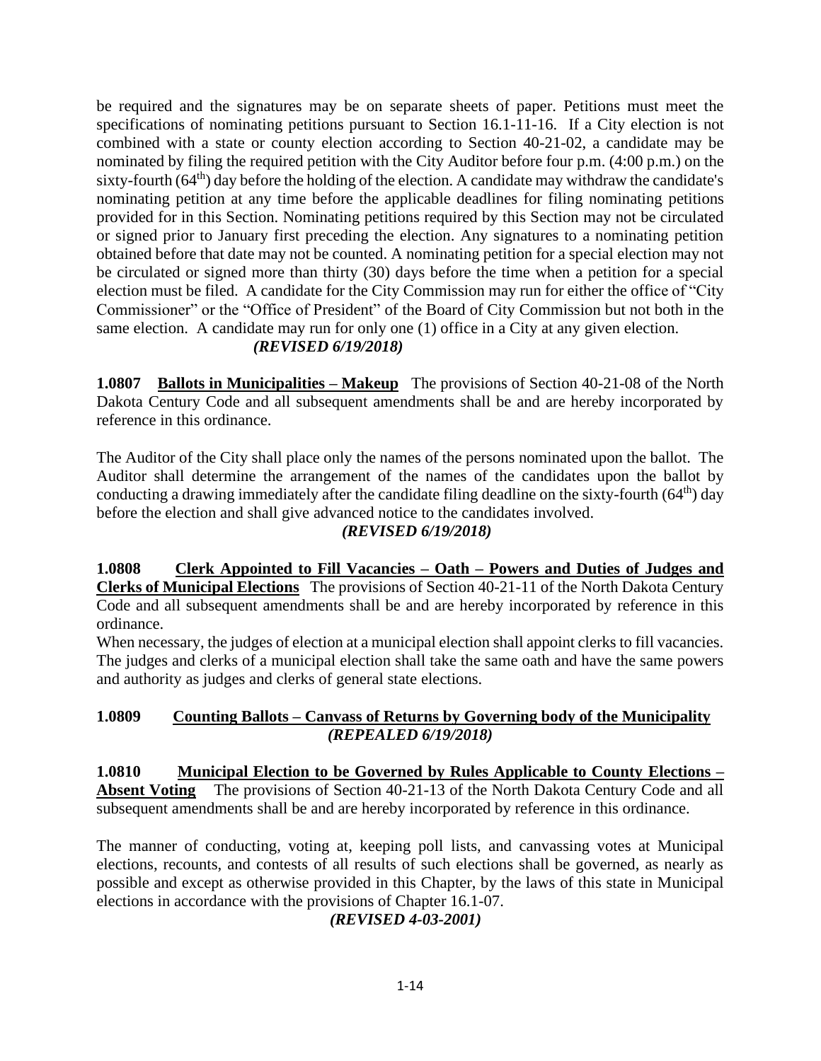be required and the signatures may be on separate sheets of paper. Petitions must meet the specifications of nominating petitions pursuant to Section 16.1-11-16. If a City election is not combined with a state or county election according to Section 40-21-02, a candidate may be nominated by filing the required petition with the City Auditor before four p.m. (4:00 p.m.) on the sixty-fourth (64th) day before the holding of the election. A candidate may withdraw the candidate's nominating petition at any time before the applicable deadlines for filing nominating petitions provided for in this Section. Nominating petitions required by this Section may not be circulated or signed prior to January first preceding the election. Any signatures to a nominating petition obtained before that date may not be counted. A nominating petition for a special election may not be circulated or signed more than thirty (30) days before the time when a petition for a special election must be filed. A candidate for the City Commission may run for either the office of "City Commissioner" or the "Office of President" of the Board of City Commission but not both in the same election. A candidate may run for only one (1) office in a City at any given election.

***(REVISED 6/19/2018)***

**1.0807 <u>Ballots in Municipalities – Makeup</u>** The provisions of Section 40-21-08 of the North Dakota Century Code and all subsequent amendments shall be and are hereby incorporated by reference in this ordinance.

The Auditor of the City shall place only the names of the persons nominated upon the ballot. The Auditor shall determine the arrangement of the names of the candidates upon the ballot by conducting a drawing immediately after the candidate filing deadline on the sixty-fourth (64th) day before the election and shall give advanced notice to the candidates involved.

***(REVISED 6/19/2018)***

**1.0808 <u>Clerk Appointed to Fill Vacancies – Oath – Powers and Duties of Judges and Clerks of Municipal Elections</u>** The provisions of Section 40-21-11 of the North Dakota Century Code and all subsequent amendments shall be and are hereby incorporated by reference in this ordinance.

When necessary, the judges of election at a municipal election shall appoint clerks to fill vacancies. The judges and clerks of a municipal election shall take the same oath and have the same powers and authority as judges and clerks of general state elections.

**1.0809 <u>Counting Ballots – Canvass of Returns by Governing body of the Municipality</u>** ***(REPEALED 6/19/2018)***

**1.0810 <u>Municipal Election to be Governed by Rules Applicable to County Elections – Absent Voting</u>** The provisions of Section 40-21-13 of the North Dakota Century Code and all subsequent amendments shall be and are hereby incorporated by reference in this ordinance.

The manner of conducting, voting at, keeping poll lists, and canvassing votes at Municipal elections, recounts, and contests of all results of such elections shall be governed, as nearly as possible and except as otherwise provided in this Chapter, by the laws of this state in Municipal elections in accordance with the provisions of Chapter 16.1-07.

***(REVISED 4-03-2001)***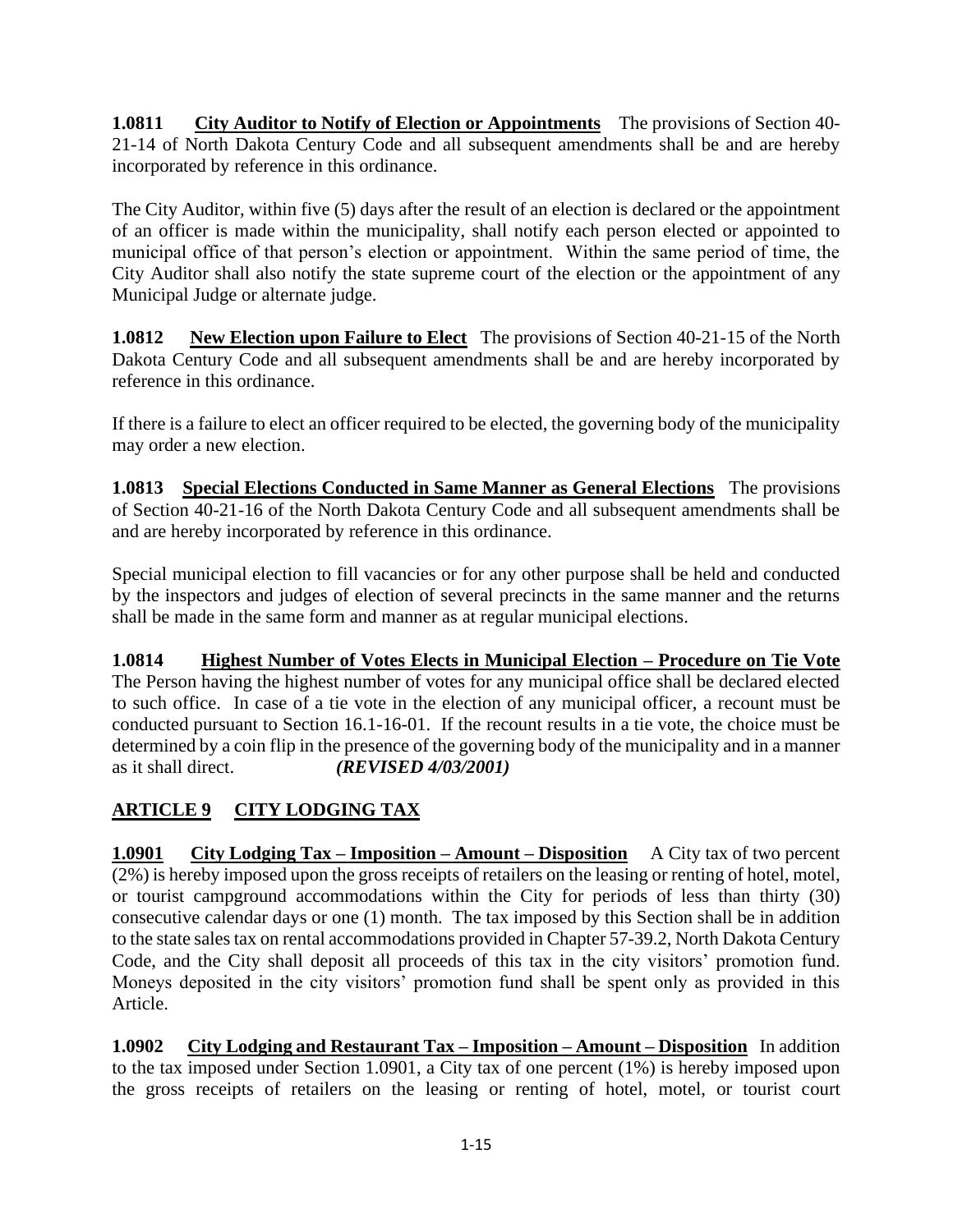**1.0811 City Auditor to Notify of Election or Appointments** The provisions of Section 40-21-14 of North Dakota Century Code and all subsequent amendments shall be and are hereby incorporated by reference in this ordinance.

The City Auditor, within five (5) days after the result of an election is declared or the appointment of an officer is made within the municipality, shall notify each person elected or appointed to municipal office of that person's election or appointment. Within the same period of time, the City Auditor shall also notify the state supreme court of the election or the appointment of any Municipal Judge or alternate judge.

**1.0812 New Election upon Failure to Elect** The provisions of Section 40-21-15 of the North Dakota Century Code and all subsequent amendments shall be and are hereby incorporated by reference in this ordinance.

If there is a failure to elect an officer required to be elected, the governing body of the municipality may order a new election.

**1.0813 Special Elections Conducted in Same Manner as General Elections** The provisions of Section 40-21-16 of the North Dakota Century Code and all subsequent amendments shall be and are hereby incorporated by reference in this ordinance.

Special municipal election to fill vacancies or for any other purpose shall be held and conducted by the inspectors and judges of election of several precincts in the same manner and the returns shall be made in the same form and manner as at regular municipal elections.

**1.0814 Highest Number of Votes Elects in Municipal Election – Procedure on Tie Vote** The Person having the highest number of votes for any municipal office shall be declared elected to such office. In case of a tie vote in the election of any municipal officer, a recount must be conducted pursuant to Section 16.1-16-01. If the recount results in a tie vote, the choice must be determined by a coin flip in the presence of the governing body of the municipality and in a manner as it shall direct. ***(REVISED 4/03/2001)***

## ARTICLE 9 CITY LODGING TAX

**1.0901 City Lodging Tax – Imposition – Amount – Disposition** A City tax of two percent (2%) is hereby imposed upon the gross receipts of retailers on the leasing or renting of hotel, motel, or tourist campground accommodations within the City for periods of less than thirty (30) consecutive calendar days or one (1) month. The tax imposed by this Section shall be in addition to the state sales tax on rental accommodations provided in Chapter 57-39.2, North Dakota Century Code, and the City shall deposit all proceeds of this tax in the city visitors' promotion fund. Moneys deposited in the city visitors' promotion fund shall be spent only as provided in this Article.

**1.0902 City Lodging and Restaurant Tax – Imposition – Amount – Disposition** In addition to the tax imposed under Section 1.0901, a City tax of one percent (1%) is hereby imposed upon the gross receipts of retailers on the leasing or renting of hotel, motel, or tourist court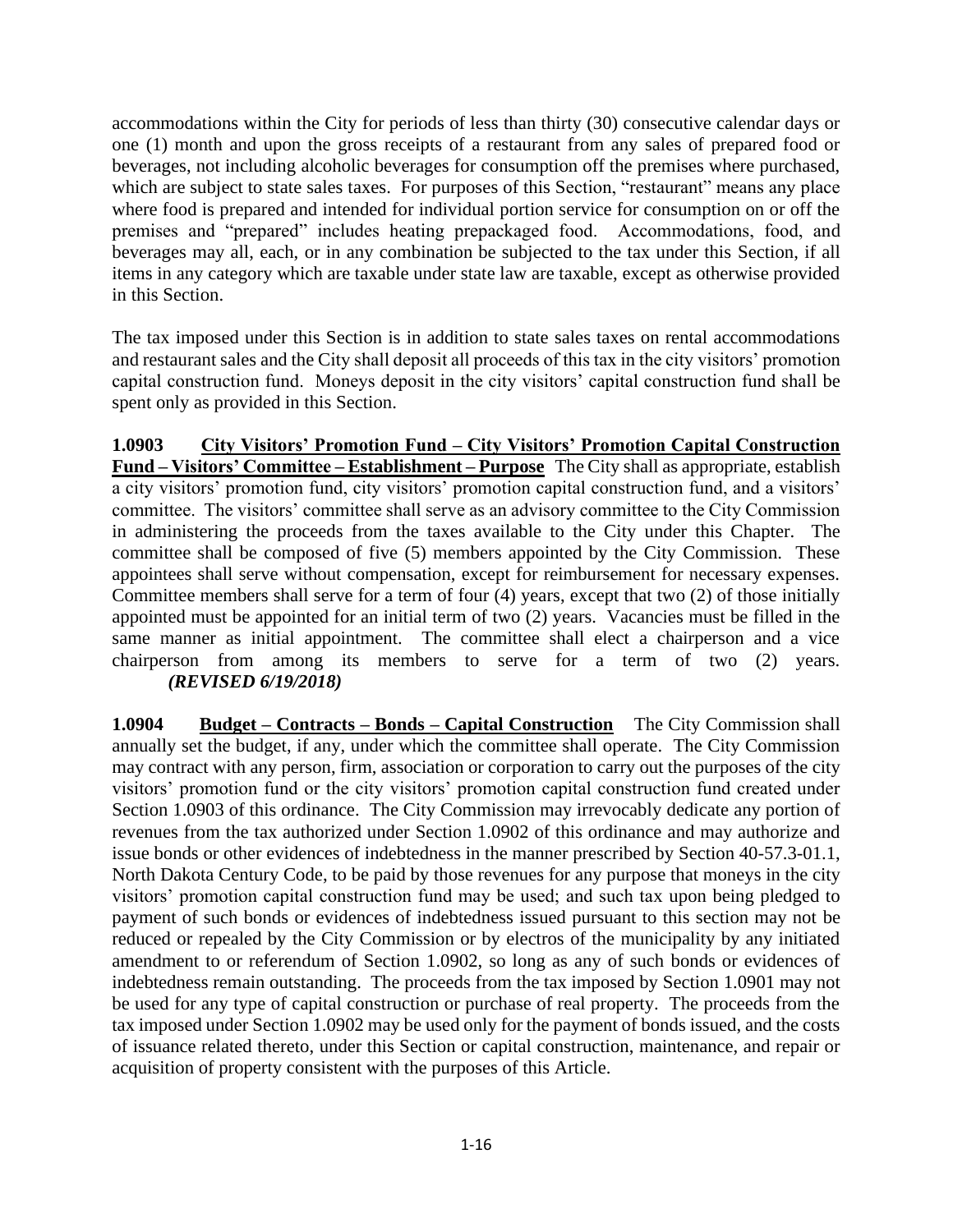accommodations within the City for periods of less than thirty (30) consecutive calendar days or one (1) month and upon the gross receipts of a restaurant from any sales of prepared food or beverages, not including alcoholic beverages for consumption off the premises where purchased, which are subject to state sales taxes. For purposes of this Section, "restaurant" means any place where food is prepared and intended for individual portion service for consumption on or off the premises and "prepared" includes heating prepackaged food. Accommodations, food, and beverages may all, each, or in any combination be subjected to the tax under this Section, if all items in any category which are taxable under state law are taxable, except as otherwise provided in this Section.

The tax imposed under this Section is in addition to state sales taxes on rental accommodations and restaurant sales and the City shall deposit all proceeds of this tax in the city visitors' promotion capital construction fund. Moneys deposit in the city visitors' capital construction fund shall be spent only as provided in this Section.

**1.0903 <u>City Visitors' Promotion Fund – City Visitors' Promotion Capital Construction Fund – Visitors' Committee – Establishment – Purpose</u>** The City shall as appropriate, establish a city visitors' promotion fund, city visitors' promotion capital construction fund, and a visitors' committee. The visitors' committee shall serve as an advisory committee to the City Commission in administering the proceeds from the taxes available to the City under this Chapter. The committee shall be composed of five (5) members appointed by the City Commission. These appointees shall serve without compensation, except for reimbursement for necessary expenses. Committee members shall serve for a term of four (4) years, except that two (2) of those initially appointed must be appointed for an initial term of two (2) years. Vacancies must be filled in the same manner as initial appointment. The committee shall elect a chairperson and a vice chairperson from among its members to serve for a term of two (2) years. ***(REVISED 6/19/2018)***

**1.0904 <u>Budget – Contracts – Bonds – Capital Construction</u>** The City Commission shall annually set the budget, if any, under which the committee shall operate. The City Commission may contract with any person, firm, association or corporation to carry out the purposes of the city visitors' promotion fund or the city visitors' promotion capital construction fund created under Section 1.0903 of this ordinance. The City Commission may irrevocably dedicate any portion of revenues from the tax authorized under Section 1.0902 of this ordinance and may authorize and issue bonds or other evidences of indebtedness in the manner prescribed by Section 40-57.3-01.1, North Dakota Century Code, to be paid by those revenues for any purpose that moneys in the city visitors' promotion capital construction fund may be used; and such tax upon being pledged to payment of such bonds or evidences of indebtedness issued pursuant to this section may not be reduced or repealed by the City Commission or by electros of the municipality by any initiated amendment to or referendum of Section 1.0902, so long as any of such bonds or evidences of indebtedness remain outstanding. The proceeds from the tax imposed by Section 1.0901 may not be used for any type of capital construction or purchase of real property. The proceeds from the tax imposed under Section 1.0902 may be used only for the payment of bonds issued, and the costs of issuance related thereto, under this Section or capital construction, maintenance, and repair or acquisition of property consistent with the purposes of this Article.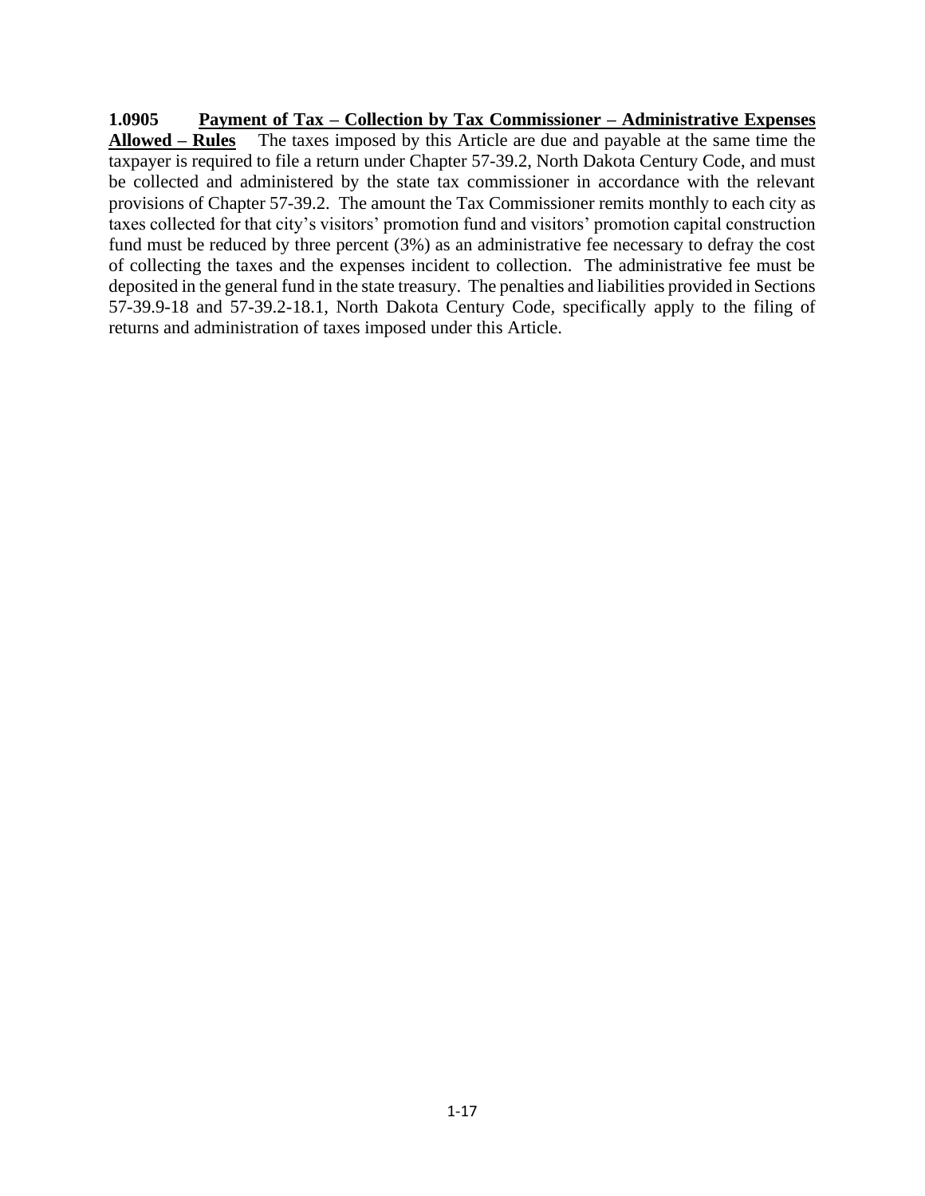**1.0905 <u>Payment of Tax – Collection by Tax Commissioner – Administrative Expenses Allowed – Rules</u>** The taxes imposed by this Article are due and payable at the same time the taxpayer is required to file a return under Chapter 57-39.2, North Dakota Century Code, and must be collected and administered by the state tax commissioner in accordance with the relevant provisions of Chapter 57-39.2. The amount the Tax Commissioner remits monthly to each city as taxes collected for that city's visitors' promotion fund and visitors' promotion capital construction fund must be reduced by three percent (3%) as an administrative fee necessary to defray the cost of collecting the taxes and the expenses incident to collection. The administrative fee must be deposited in the general fund in the state treasury. The penalties and liabilities provided in Sections 57-39.9-18 and 57-39.2-18.1, North Dakota Century Code, specifically apply to the filing of returns and administration of taxes imposed under this Article.